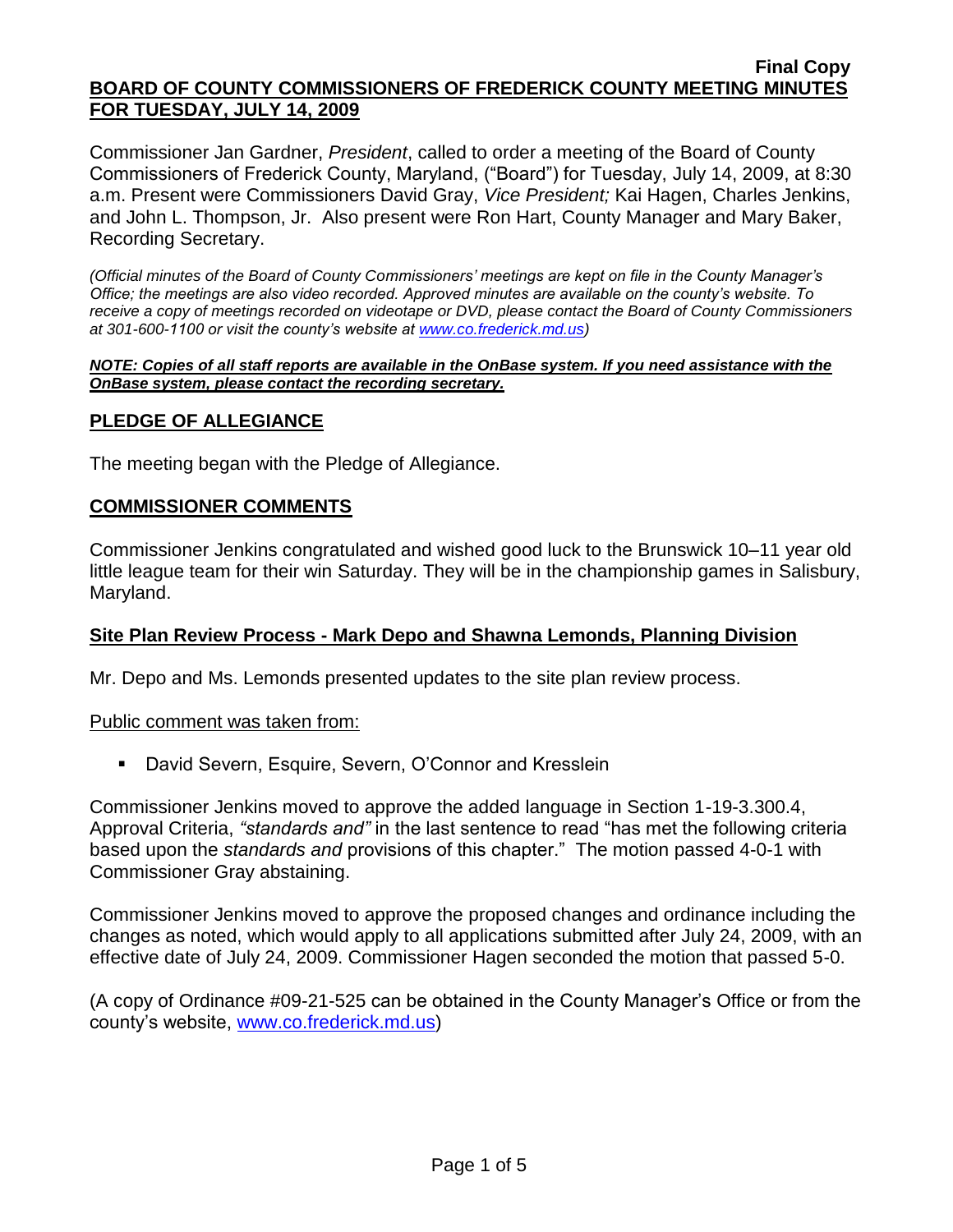**Final Copy**

**BOARD OF COUNTY COMMISSIONERS OF FREDERICK COUNTY MEETING MINUTES FOR TUESDAY, JULY 14, 2009**

Commissioner Jan Gardner, *President*, called to order a meeting of the Board of County Commissioners of Frederick County, Maryland, ("Board") for Tuesday, July 14, 2009, at 8:30 a.m. Present were Commissioners David Gray, *Vice President;* Kai Hagen, Charles Jenkins, and John L. Thompson, Jr. Also present were Ron Hart, County Manager and Mary Baker, Recording Secretary.

*(Official minutes of the Board of County Commissioners' meetings are kept on file in the County Manager's Office; the meetings are also video recorded. Approved minutes are available on the county's website. To receive a copy of meetings recorded on videotape or DVD, please contact the Board of County Commissioners at 301-600-1100 or visit the county's website at www.co.frederick.md.us)*

***NOTE: Copies of all staff reports are available in the OnBase system. If you need assistance with the OnBase system, please contact the recording secretary.***

## PLEDGE OF ALLEGIANCE

The meeting began with the Pledge of Allegiance.

## COMMISSIONER COMMENTS

Commissioner Jenkins congratulated and wished good luck to the Brunswick 10–11 year old little league team for their win Saturday. They will be in the championship games in Salisbury, Maryland.

## Site Plan Review Process - Mark Depo and Shawna Lemonds, Planning Division

Mr. Depo and Ms. Lemonds presented updates to the site plan review process.

Public comment was taken from:

- David Severn, Esquire, Severn, O'Connor and Kresslein

Commissioner Jenkins moved to approve the added language in Section 1-19-3.300.4, Approval Criteria, *"standards and"* in the last sentence to read "has met the following criteria based upon the *standards and* provisions of this chapter." The motion passed 4-0-1 with Commissioner Gray abstaining.

Commissioner Jenkins moved to approve the proposed changes and ordinance including the changes as noted, which would apply to all applications submitted after July 24, 2009, with an effective date of July 24, 2009. Commissioner Hagen seconded the motion that passed 5-0.

(A copy of Ordinance #09-21-525 can be obtained in the County Manager's Office or from the county's website, www.co.frederick.md.us)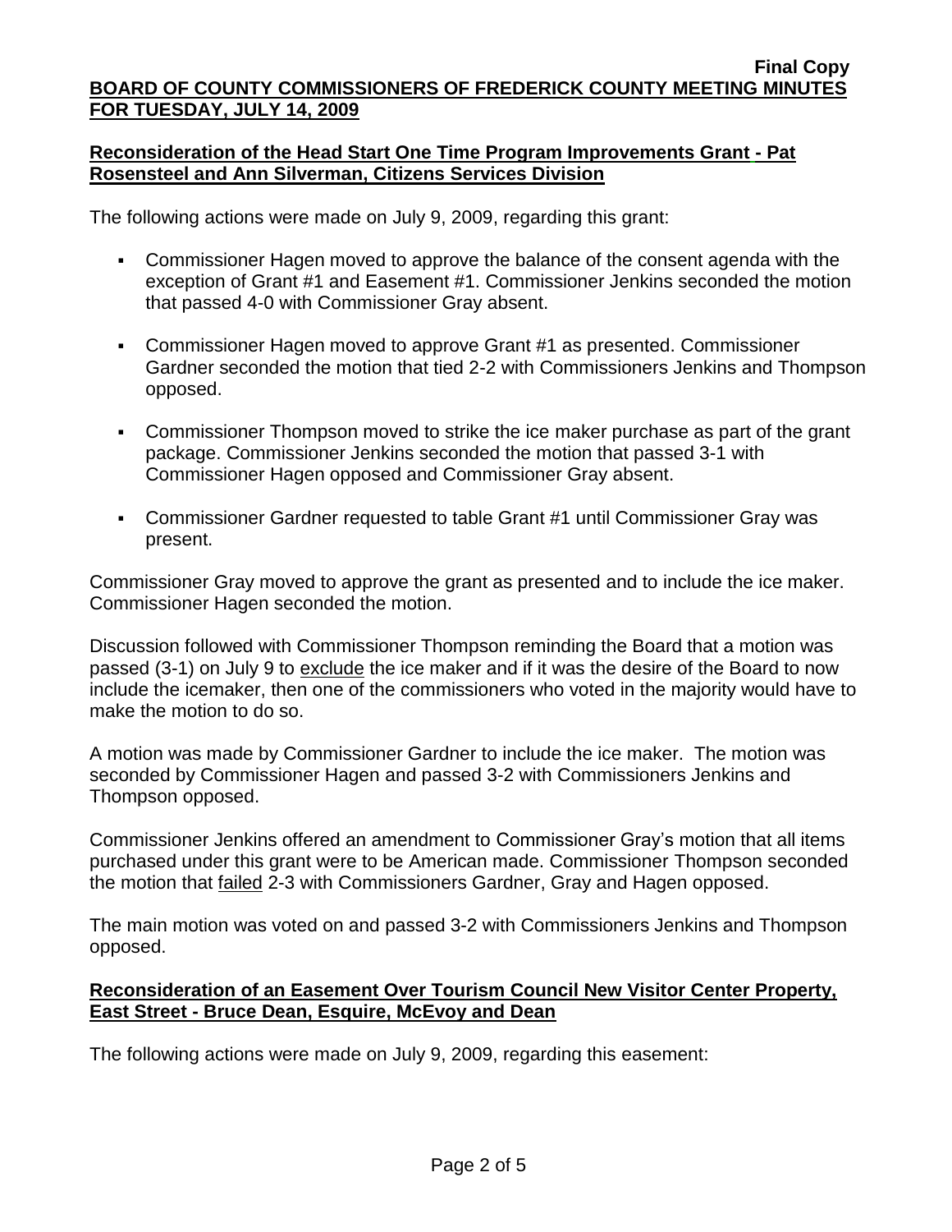## Reconsideration of the Head Start One Time Program Improvements Grant - Pat Rosensteel and Ann Silverman, Citizens Services Division

The following actions were made on July 9, 2009, regarding this grant:

- Commissioner Hagen moved to approve the balance of the consent agenda with the exception of Grant #1 and Easement #1. Commissioner Jenkins seconded the motion that passed 4-0 with Commissioner Gray absent.
- Commissioner Hagen moved to approve Grant #1 as presented. Commissioner Gardner seconded the motion that tied 2-2 with Commissioners Jenkins and Thompson opposed.
- Commissioner Thompson moved to strike the ice maker purchase as part of the grant package. Commissioner Jenkins seconded the motion that passed 3-1 with Commissioner Hagen opposed and Commissioner Gray absent.
- Commissioner Gardner requested to table Grant #1 until Commissioner Gray was present.

Commissioner Gray moved to approve the grant as presented and to include the ice maker. Commissioner Hagen seconded the motion.

Discussion followed with Commissioner Thompson reminding the Board that a motion was passed (3-1) on July 9 to exclude the ice maker and if it was the desire of the Board to now include the icemaker, then one of the commissioners who voted in the majority would have to make the motion to do so.

A motion was made by Commissioner Gardner to include the ice maker. The motion was seconded by Commissioner Hagen and passed 3-2 with Commissioners Jenkins and Thompson opposed.

Commissioner Jenkins offered an amendment to Commissioner Gray's motion that all items purchased under this grant were to be American made. Commissioner Thompson seconded the motion that failed 2-3 with Commissioners Gardner, Gray and Hagen opposed.

The main motion was voted on and passed 3-2 with Commissioners Jenkins and Thompson opposed.

## Reconsideration of an Easement Over Tourism Council New Visitor Center Property, East Street - Bruce Dean, Esquire, McEvoy and Dean

The following actions were made on July 9, 2009, regarding this easement: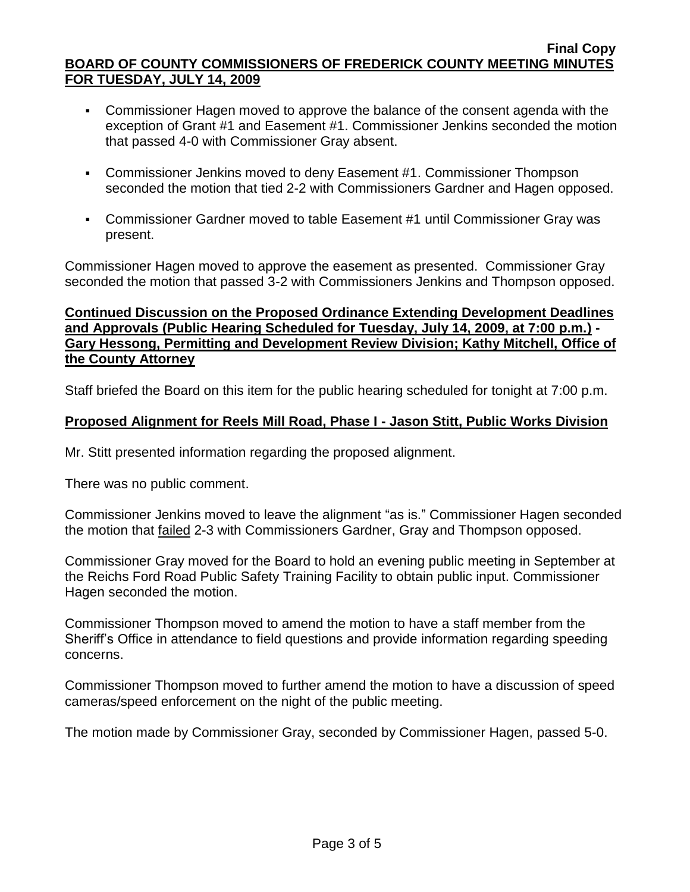- Commissioner Hagen moved to approve the balance of the consent agenda with the exception of Grant #1 and Easement #1. Commissioner Jenkins seconded the motion that passed 4-0 with Commissioner Gray absent.
- Commissioner Jenkins moved to deny Easement #1. Commissioner Thompson seconded the motion that tied 2-2 with Commissioners Gardner and Hagen opposed.
- Commissioner Gardner moved to table Easement #1 until Commissioner Gray was present.

Commissioner Hagen moved to approve the easement as presented. Commissioner Gray seconded the motion that passed 3-2 with Commissioners Jenkins and Thompson opposed.

**Continued Discussion on the Proposed Ordinance Extending Development Deadlines and Approvals (Public Hearing Scheduled for Tuesday, July 14, 2009, at 7:00 p.m.) - Gary Hessong, Permitting and Development Review Division; Kathy Mitchell, Office of the County Attorney**

Staff briefed the Board on this item for the public hearing scheduled for tonight at 7:00 p.m.

**Proposed Alignment for Reels Mill Road, Phase I - Jason Stitt, Public Works Division**

Mr. Stitt presented information regarding the proposed alignment.

There was no public comment.

Commissioner Jenkins moved to leave the alignment "as is." Commissioner Hagen seconded the motion that failed 2-3 with Commissioners Gardner, Gray and Thompson opposed.

Commissioner Gray moved for the Board to hold an evening public meeting in September at the Reichs Ford Road Public Safety Training Facility to obtain public input. Commissioner Hagen seconded the motion.

Commissioner Thompson moved to amend the motion to have a staff member from the Sheriff's Office in attendance to field questions and provide information regarding speeding concerns.

Commissioner Thompson moved to further amend the motion to have a discussion of speed cameras/speed enforcement on the night of the public meeting.

The motion made by Commissioner Gray, seconded by Commissioner Hagen, passed 5-0.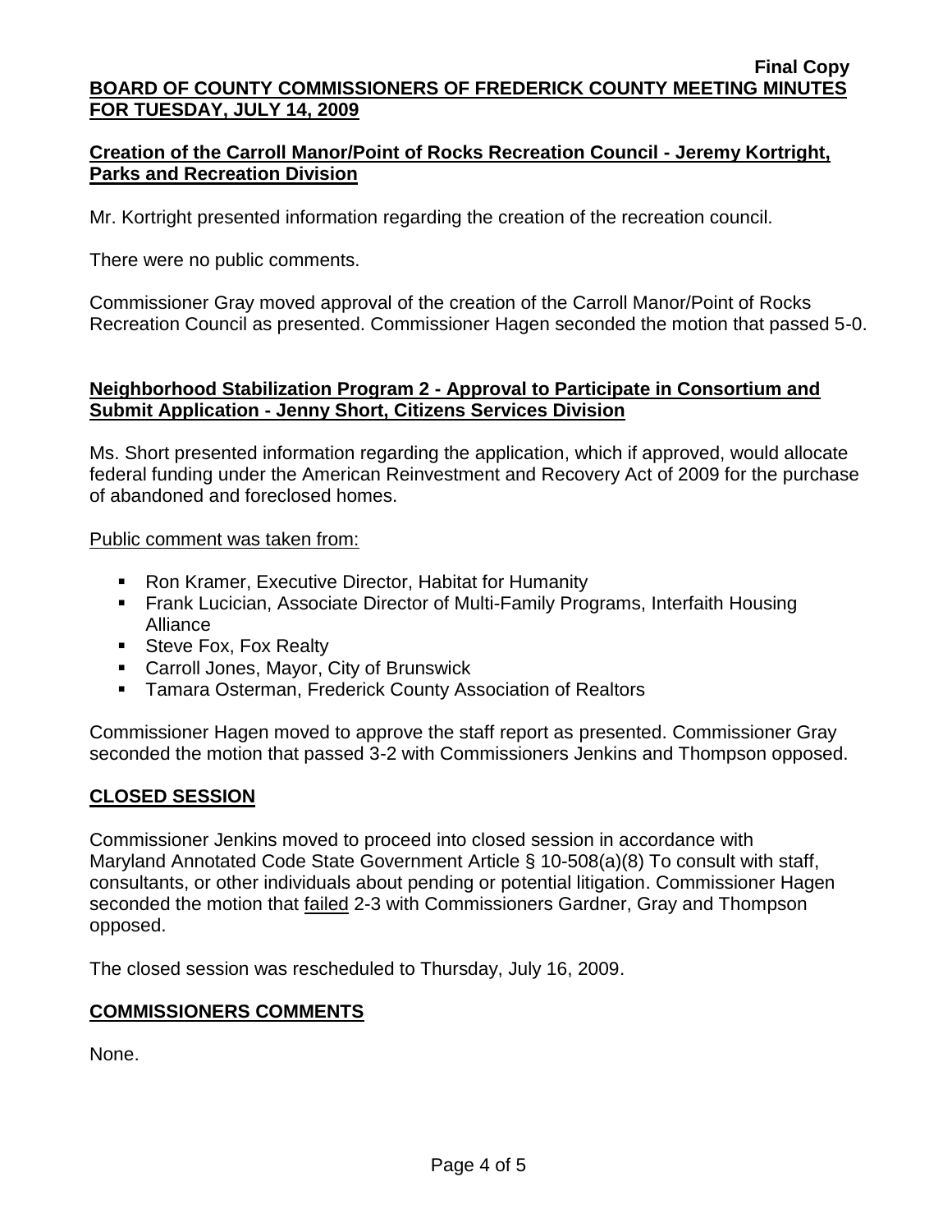**Creation of the Carroll Manor/Point of Rocks Recreation Council - Jeremy Kortright, Parks and Recreation Division**

Mr. Kortright presented information regarding the creation of the recreation council.

There were no public comments.

Commissioner Gray moved approval of the creation of the Carroll Manor/Point of Rocks Recreation Council as presented. Commissioner Hagen seconded the motion that passed 5-0.

**Neighborhood Stabilization Program 2 - Approval to Participate in Consortium and Submit Application - Jenny Short, Citizens Services Division**

Ms. Short presented information regarding the application, which if approved, would allocate federal funding under the American Reinvestment and Recovery Act of 2009 for the purchase of abandoned and foreclosed homes.

Public comment was taken from:

- Ron Kramer, Executive Director, Habitat for Humanity
- Frank Lucician, Associate Director of Multi-Family Programs, Interfaith Housing Alliance
- Steve Fox, Fox Realty
- Carroll Jones, Mayor, City of Brunswick
- Tamara Osterman, Frederick County Association of Realtors

Commissioner Hagen moved to approve the staff report as presented. Commissioner Gray seconded the motion that passed 3-2 with Commissioners Jenkins and Thompson opposed.

## CLOSED SESSION

Commissioner Jenkins moved to proceed into closed session in accordance with Maryland Annotated Code State Government Article § 10-508(a)(8) To consult with staff, consultants, or other individuals about pending or potential litigation. Commissioner Hagen seconded the motion that failed 2-3 with Commissioners Gardner, Gray and Thompson opposed.

The closed session was rescheduled to Thursday, July 16, 2009.

## COMMISSIONERS COMMENTS

None.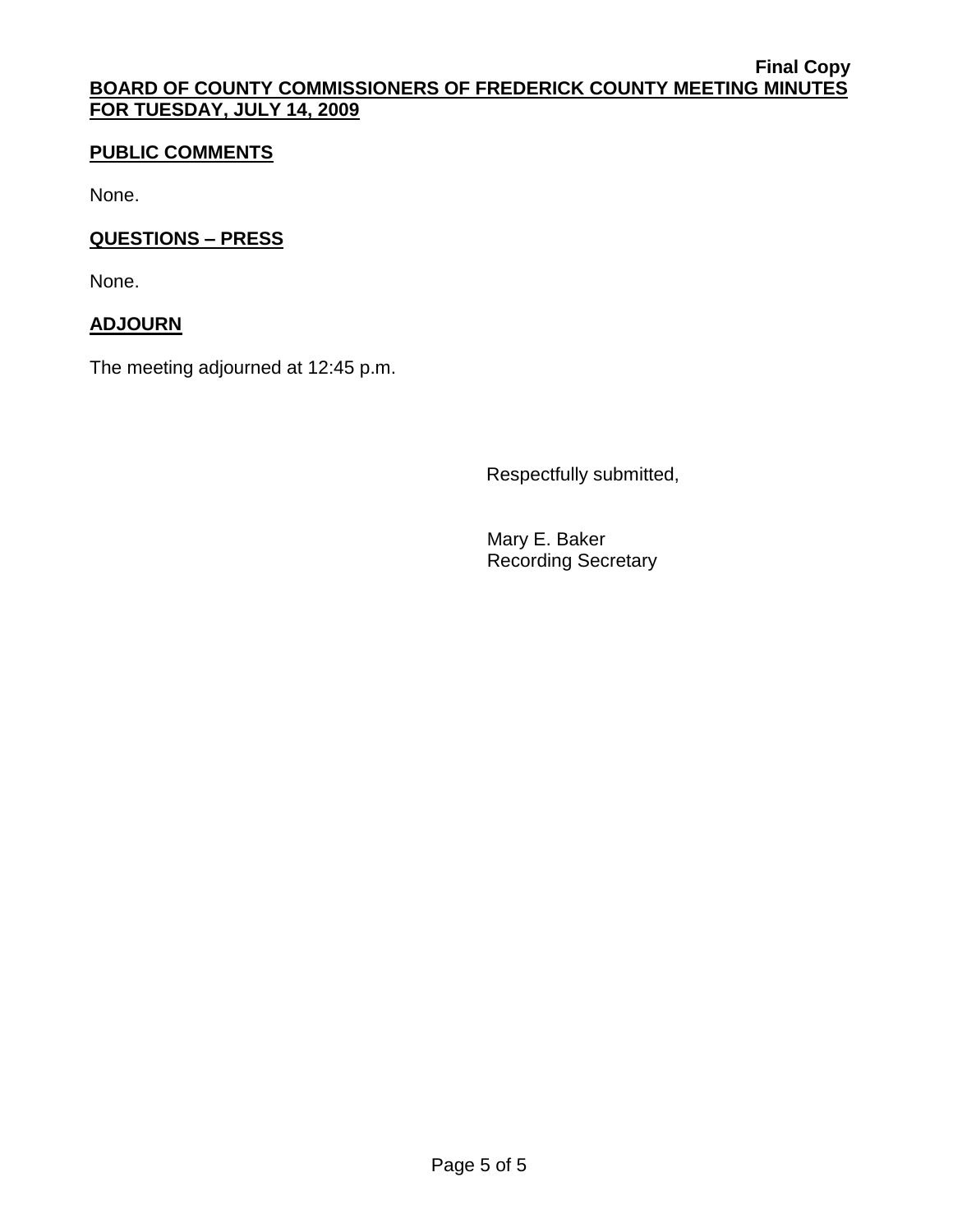## PUBLIC COMMENTS

None.

## QUESTIONS – PRESS

None.

## ADJOURN

The meeting adjourned at 12:45 p.m.

Respectfully submitted,

Mary E. Baker
Recording Secretary